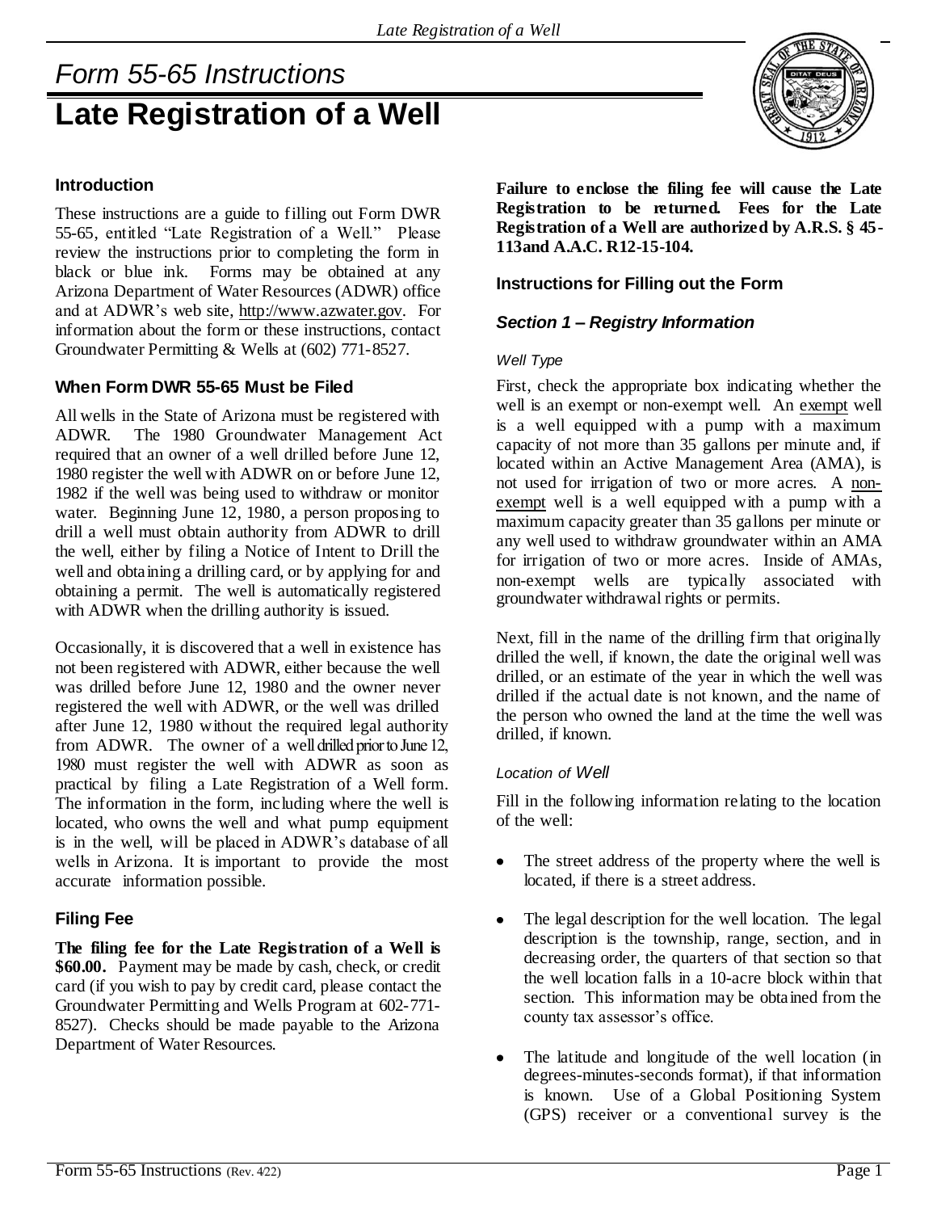# Form 55-65 Instructions

# Late Registration of a Well

## Introduction

These instructions are a guide to filling out Form DWR 55-65, entitled "Late Registration of a Well." Please review the instructions prior to completing the form in black or blue ink. Forms may be obtained at any Arizona Department of Water Resources (ADWR) office and at ADWR's web site, http://www.azwater.gov. For information about the form or these instructions, contact Groundwater Permitting & Wells at (602) 771-8527.

## When Form DWR 55-65 Must be Filed

All wells in the State of Arizona must be registered with ADWR. The 1980 Groundwater Management Act required that an owner of a well drilled before June 12, 1980 register the well with ADWR on or before June 12, 1982 if the well was being used to withdraw or monitor water. Beginning June 12, 1980, a person proposing to drill a well must obtain authority from ADWR to drill the well, either by filing a Notice of Intent to Drill the well and obtaining a drilling card, or by applying for and obtaining a permit. The well is automatically registered with ADWR when the drilling authority is issued.

Occasionally, it is discovered that a well in existence has not been registered with ADWR, either because the well was drilled before June 12, 1980 and the owner never registered the well with ADWR, or the well was drilled after June 12, 1980 without the required legal authority from ADWR. The owner of a well drilled prior to June 12, 1980 must register the well with ADWR as soon as practical by filing a Late Registration of a Well form. The information in the form, including where the well is located, who owns the well and what pump equipment is in the well, will be placed in ADWR's database of all wells in Arizona. It is important to provide the most accurate information possible.

## Filing Fee

**The filing fee for the Late Registration of a Well is $60.00.** Payment may be made by cash, check, or credit card (if you wish to pay by credit card, please contact the Groundwater Permitting and Wells Program at 602-771-8527). Checks should be made payable to the Arizona Department of Water Resources.

**Failure to enclose the filing fee will cause the Late Registration to be returned. Fees for the Late Registration of a Well are authorized by A.R.S. § 45-113and A.A.C. R12-15-104.**

## Instructions for Filling out the Form

### *Section 1 – Registry Information*

#### *Well Type*

First, check the appropriate box indicating whether the well is an exempt or non-exempt well. An exempt well is a well equipped with a pump with a maximum capacity of not more than 35 gallons per minute and, if located within an Active Management Area (AMA), is not used for irrigation of two or more acres. A non-exempt well is a well equipped with a pump with a maximum capacity greater than 35 gallons per minute or any well used to withdraw groundwater within an AMA for irrigation of two or more acres. Inside of AMAs, non-exempt wells are typically associated with groundwater withdrawal rights or permits.

Next, fill in the name of the drilling firm that originally drilled the well, if known, the date the original well was drilled, or an estimate of the year in which the well was drilled if the actual date is not known, and the name of the person who owned the land at the time the well was drilled, if known.

#### *Location of Well*

Fill in the following information relating to the location of the well:

- The street address of the property where the well is located, if there is a street address.
- The legal description for the well location. The legal description is the township, range, section, and in decreasing order, the quarters of that section so that the well location falls in a 10-acre block within that section. This information may be obtained from the county tax assessor's office.
- The latitude and longitude of the well location (in degrees-minutes-seconds format), if that information is known. Use of a Global Positioning System (GPS) receiver or a conventional survey is the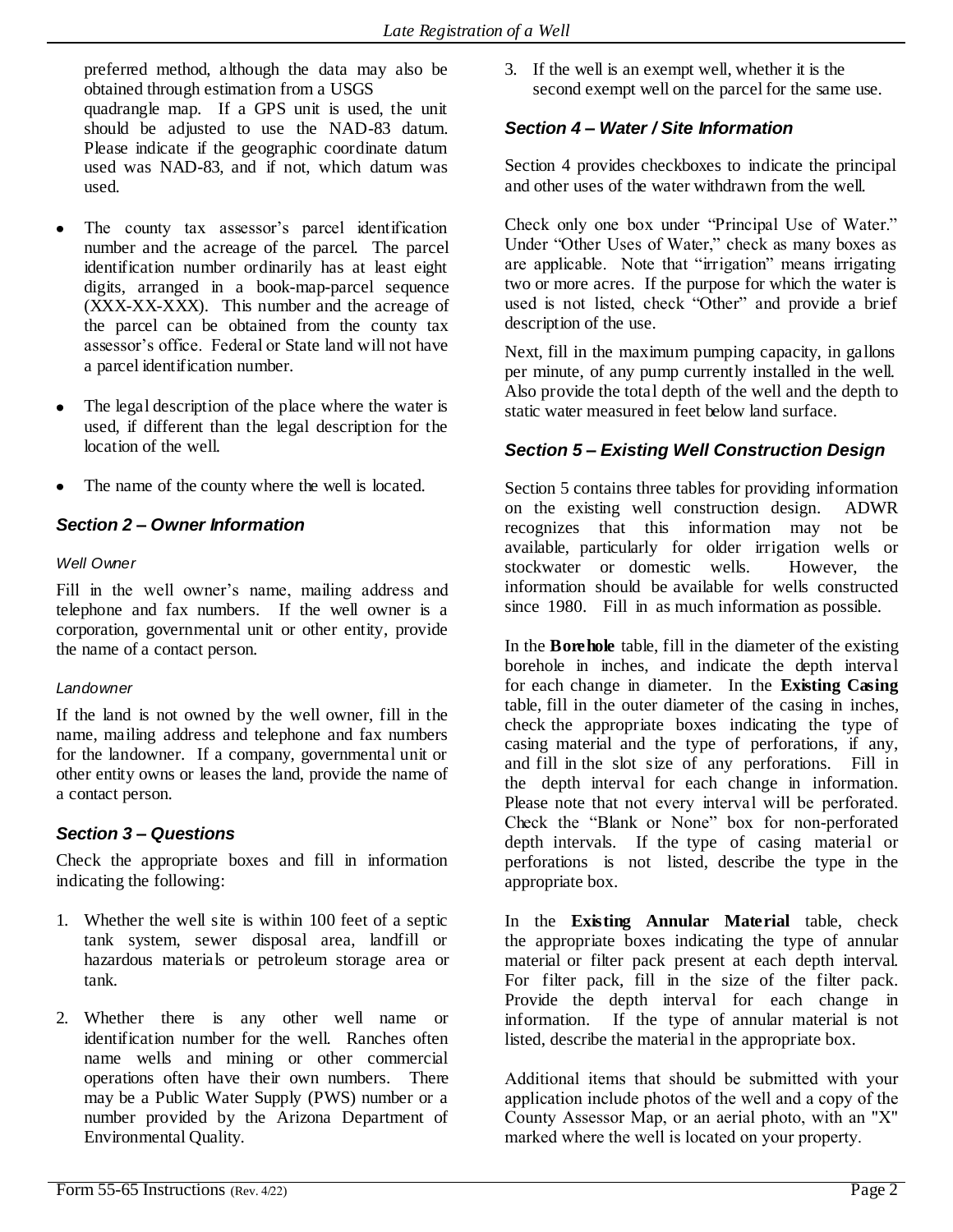preferred method, although the data may also be obtained through estimation from a USGS quadrangle map. If a GPS unit is used, the unit should be adjusted to use the NAD-83 datum. Please indicate if the geographic coordinate datum used was NAD-83, and if not, which datum was used.

- The county tax assessor's parcel identification number and the acreage of the parcel. The parcel identification number ordinarily has at least eight digits, arranged in a book-map-parcel sequence (XXX-XX-XXX). This number and the acreage of the parcel can be obtained from the county tax assessor's office. Federal or State land will not have a parcel identification number.
- The legal description of the place where the water is used, if different than the legal description for the location of the well.
- The name of the county where the well is located.

### *Section 2 – Owner Information*

#### *Well Owner*

Fill in the well owner's name, mailing address and telephone and fax numbers. If the well owner is a corporation, governmental unit or other entity, provide the name of a contact person.

#### *Landowner*

If the land is not owned by the well owner, fill in the name, mailing address and telephone and fax numbers for the landowner. If a company, governmental unit or other entity owns or leases the land, provide the name of a contact person.

### *Section 3 – Questions*

Check the appropriate boxes and fill in information indicating the following:

1. Whether the well site is within 100 feet of a septic tank system, sewer disposal area, landfill or hazardous materials or petroleum storage area or tank.
2. Whether there is any other well name or identification number for the well. Ranches often name wells and mining or other commercial operations often have their own numbers. There may be a Public Water Supply (PWS) number or a number provided by the Arizona Department of Environmental Quality.
3. If the well is an exempt well, whether it is the second exempt well on the parcel for the same use.

### *Section 4 – Water / Site Information*

Section 4 provides checkboxes to indicate the principal and other uses of the water withdrawn from the well.

Check only one box under "Principal Use of Water." Under "Other Uses of Water," check as many boxes as are applicable. Note that "irrigation" means irrigating two or more acres. If the purpose for which the water is used is not listed, check "Other" and provide a brief description of the use.

Next, fill in the maximum pumping capacity, in gallons per minute, of any pump currently installed in the well. Also provide the total depth of the well and the depth to static water measured in feet below land surface.

### *Section 5 – Existing Well Construction Design*

Section 5 contains three tables for providing information on the existing well construction design. ADWR recognizes that this information may not be available, particularly for older irrigation wells or stockwater or domestic wells. However, the information should be available for wells constructed since 1980. Fill in as much information as possible.

In the **Borehole** table, fill in the diameter of the existing borehole in inches, and indicate the depth interval for each change in diameter. In the **Existing Casing** table, fill in the outer diameter of the casing in inches, check the appropriate boxes indicating the type of casing material and the type of perforations, if any, and fill in the slot size of any perforations. Fill in the depth interval for each change in information. Please note that not every interval will be perforated. Check the "Blank or None" box for non-perforated depth intervals. If the type of casing material or perforations is not listed, describe the type in the appropriate box.

In the **Existing Annular Material** table, check the appropriate boxes indicating the type of annular material or filter pack present at each depth interval. For filter pack, fill in the size of the filter pack. Provide the depth interval for each change in information. If the type of annular material is not listed, describe the material in the appropriate box.

Additional items that should be submitted with your application include photos of the well and a copy of the County Assessor Map, or an aerial photo, with an "X" marked where the well is located on your property.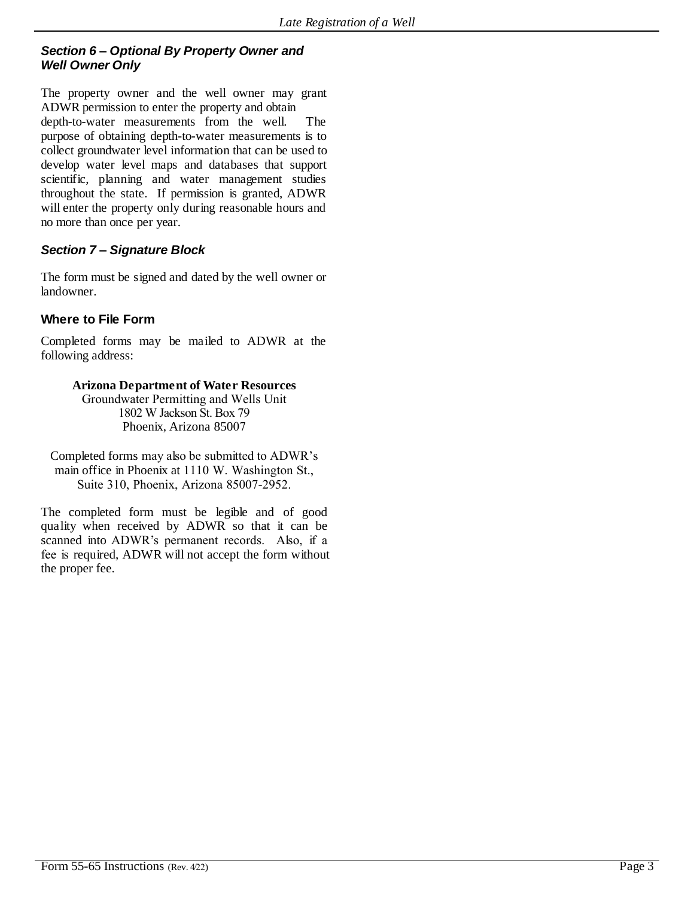### *Section 6 – Optional By Property Owner and Well Owner Only*

The property owner and the well owner may grant ADWR permission to enter the property and obtain depth-to-water measurements from the well. The purpose of obtaining depth-to-water measurements is to collect groundwater level information that can be used to develop water level maps and databases that support scientific, planning and water management studies throughout the state. If permission is granted, ADWR will enter the property only during reasonable hours and no more than once per year.

### *Section 7 – Signature Block*

The form must be signed and dated by the well owner or landowner.

### Where to File Form

Completed forms may be mailed to ADWR at the following address:

**Arizona Department of Water Resources**
Groundwater Permitting and Wells Unit
1802 W Jackson St. Box 79
Phoenix, Arizona 85007

Completed forms may also be submitted to ADWR's main office in Phoenix at 1110 W. Washington St., Suite 310, Phoenix, Arizona 85007-2952.

The completed form must be legible and of good quality when received by ADWR so that it can be scanned into ADWR's permanent records. Also, if a fee is required, ADWR will not accept the form without the proper fee.